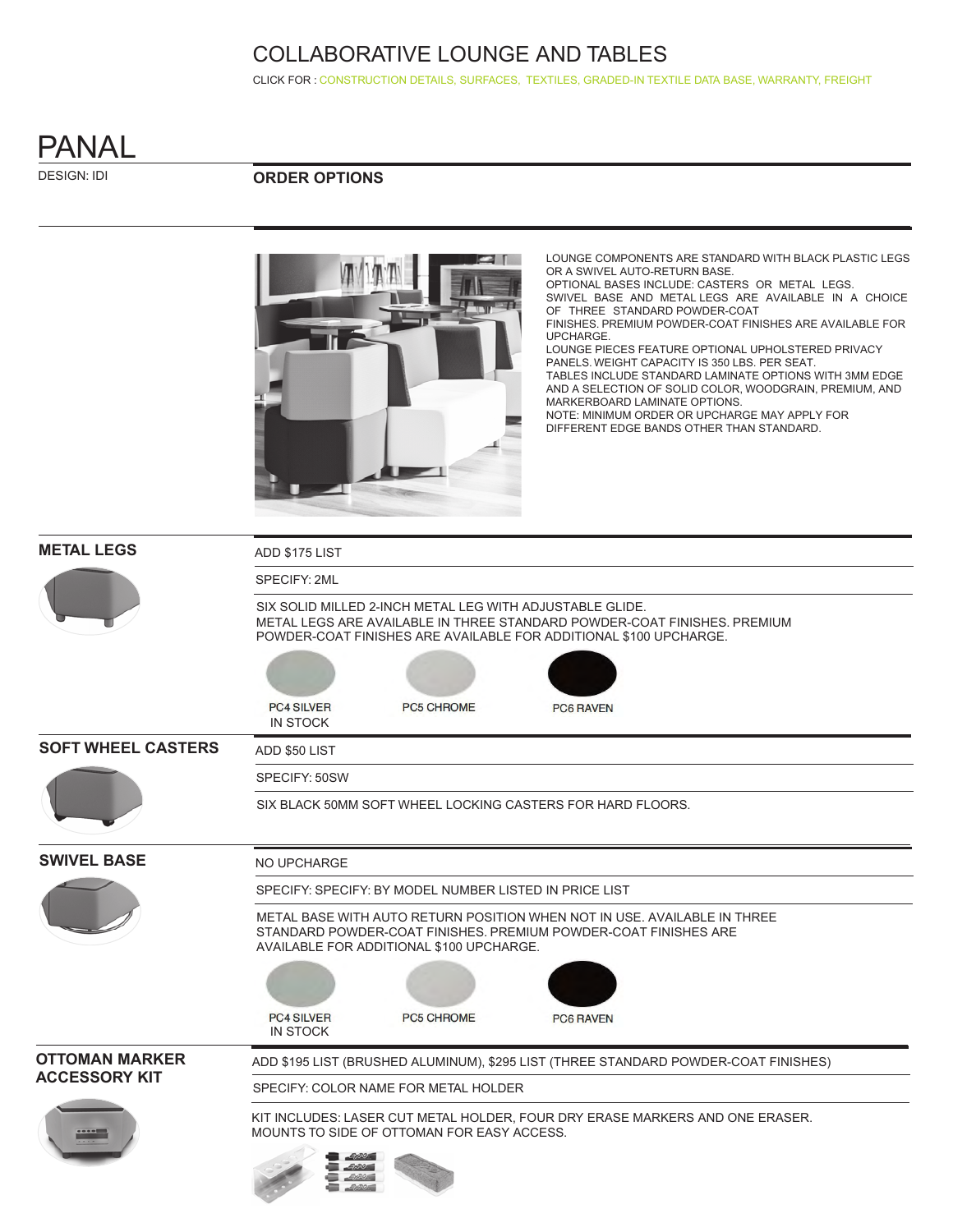# COLLABORATIVE LOUNGE AND TABLES

CLICK FOR : CONSTRUCTION DETAILS, SURFACES, TEXTILES, GRADED-IN TEXTILE DATA BASE, WARRANTY, FREIGHT

# PANAL

DESIGN: IDI

## ORDER OPTIONS

LOUNGE COMPONENTS ARE STANDARD WITH BLACK PLASTIC LEGS OR A SWIVEL AUTO-RETURN BASE.
OPTIONAL BASES INCLUDE: CASTERS OR METAL LEGS.
SWIVEL BASE AND METAL LEGS ARE AVAILABLE IN A CHOICE OF THREE STANDARD POWDER-COAT FINISHES. PREMIUM POWDER-COAT FINISHES ARE AVAILABLE FOR UPCHARGE.
LOUNGE PIECES FEATURE OPTIONAL UPHOLSTERED PRIVACY PANELS. WEIGHT CAPACITY IS 350 LBS. PER SEAT.
TABLES INCLUDE STANDARD LAMINATE OPTIONS WITH 3MM EDGE AND A SELECTION OF SOLID COLOR, WOODGRAIN, PREMIUM, AND MARKERBOARD LAMINATE OPTIONS.
NOTE: MINIMUM ORDER OR UPCHARGE MAY APPLY FOR DIFFERENT EDGE BANDS OTHER THAN STANDARD.

### METAL LEGS

ADD $175 LIST

SPECIFY: 2ML

SIX SOLID MILLED 2-INCH METAL LEG WITH ADJUSTABLE GLIDE.
METAL LEGS ARE AVAILABLE IN THREE STANDARD POWDER-COAT FINISHES. PREMIUM POWDER-COAT FINISHES ARE AVAILABLE FOR ADDITIONAL $100 UPCHARGE.

PC4 SILVER
IN STOCK

PC5 CHROME

PC6 RAVEN

### SOFT WHEEL CASTERS

ADD $50 LIST

SPECIFY: 50SW

SIX BLACK 50MM SOFT WHEEL LOCKING CASTERS FOR HARD FLOORS.

### SWIVEL BASE

NO UPCHARGE

SPECIFY: SPECIFY: BY MODEL NUMBER LISTED IN PRICE LIST

METAL BASE WITH AUTO RETURN POSITION WHEN NOT IN USE. AVAILABLE IN THREE STANDARD POWDER-COAT FINISHES. PREMIUM POWDER-COAT FINISHES ARE AVAILABLE FOR ADDITIONAL $100 UPCHARGE.

PC4 SILVER
IN STOCK

PC5 CHROME

PC6 RAVEN

### OTTOMAN MARKER ACCESSORY KIT

ADD $195 LIST (BRUSHED ALUMINUM), $295 LIST (THREE STANDARD POWDER-COAT FINISHES)

SPECIFY: COLOR NAME FOR METAL HOLDER

KIT INCLUDES: LASER CUT METAL HOLDER, FOUR DRY ERASE MARKERS AND ONE ERASER.
MOUNTS TO SIDE OF OTTOMAN FOR EASY ACCESS.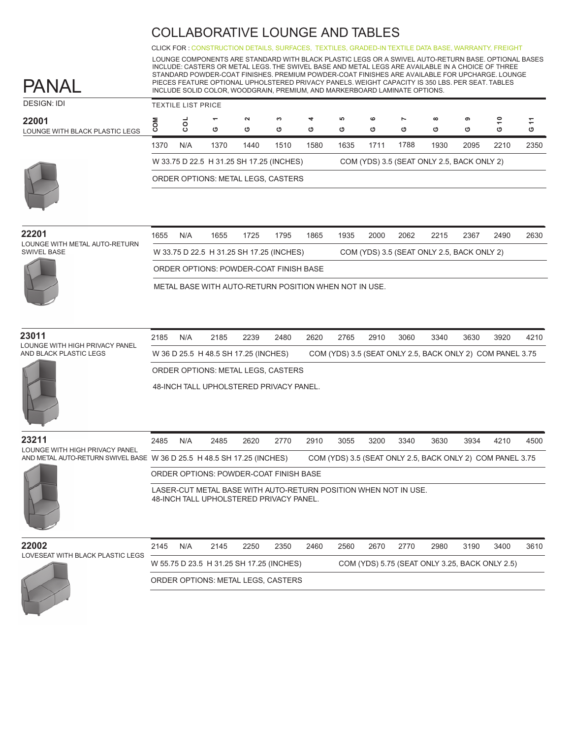# COLLABORATIVE LOUNGE AND TABLES

CLICK FOR : CONSTRUCTION DETAILS, SURFACES, TEXTILES, GRADED-IN TEXTILE DATA BASE, WARRANTY, FREIGHT

LOUNGE COMPONENTS ARE STANDARD WITH BLACK PLASTIC LEGS OR A SWIVEL AUTO-RETURN BASE. OPTIONAL BASES INCLUDE: CASTERS OR METAL LEGS. THE SWIVEL BASE AND METAL LEGS ARE AVAILABLE IN A CHOICE OF THREE STANDARD POWDER-COAT FINISHES. PREMIUM POWDER-COAT FINISHES ARE AVAILABLE FOR UPCHARGE. LOUNGE PIECES FEATURE OPTIONAL UPHOLSTERED PRIVACY PANELS. WEIGHT CAPACITY IS 350 LBS. PER SEAT. TABLES INCLUDE SOLID COLOR, WOODGRAIN, PREMIUM, AND MARKERBOARD LAMINATE OPTIONS.

## PANAL

DESIGN: IDI

TEXTILE LIST PRICE

| Model | COM | COL | G 1 | G 2 | G 3 | G 4 | G 5 | G 6 | G 7 | G 8 | G 9 | G 10 | G 11 |
|---|---|---|---|---|---|---|---|---|---|---|---|---|---|
| **22001** LOUNGE WITH BLACK PLASTIC LEGS | 1370 | N/A | 1370 | 1440 | 1510 | 1580 | 1635 | 1711 | 1788 | 1930 | 2095 | 2210 | 2350 |
| **22201** LOUNGE WITH METAL AUTO-RETURN SWIVEL BASE | 1655 | N/A | 1655 | 1725 | 1795 | 1865 | 1935 | 2000 | 2062 | 2215 | 2367 | 2490 | 2630 |
| **23011** LOUNGE WITH HIGH PRIVACY PANEL AND BLACK PLASTIC LEGS | 2185 | N/A | 2185 | 2239 | 2480 | 2620 | 2765 | 2910 | 3060 | 3340 | 3630 | 3920 | 4210 |
| **23211** LOUNGE WITH HIGH PRIVACY PANEL AND METAL AUTO-RETURN SWIVEL BASE | 2485 | N/A | 2485 | 2620 | 2770 | 2910 | 3055 | 3200 | 3340 | 3630 | 3934 | 4210 | 4500 |
| **22002** LOVESEAT WITH BLACK PLASTIC LEGS | 2145 | N/A | 2145 | 2250 | 2350 | 2460 | 2560 | 2670 | 2770 | 2980 | 3190 | 3400 | 3610 |

### 22001
LOUNGE WITH BLACK PLASTIC LEGS

W 33.75 D 22.5 H 31.25 SH 17.25 (INCHES) — COM (YDS) 3.5 (SEAT ONLY 2.5, BACK ONLY 2)

ORDER OPTIONS: METAL LEGS, CASTERS

### 22201
LOUNGE WITH METAL AUTO-RETURN SWIVEL BASE

W 33.75 D 22.5 H 31.25 SH 17.25 (INCHES) — COM (YDS) 3.5 (SEAT ONLY 2.5, BACK ONLY 2)

ORDER OPTIONS: POWDER-COAT FINISH BASE

METAL BASE WITH AUTO-RETURN POSITION WHEN NOT IN USE.

### 23011
LOUNGE WITH HIGH PRIVACY PANEL AND BLACK PLASTIC LEGS

W 36 D 25.5 H 48.5 SH 17.25 (INCHES) — COM (YDS) 3.5 (SEAT ONLY 2.5, BACK ONLY 2) COM PANEL 3.75

ORDER OPTIONS: METAL LEGS, CASTERS

48-INCH TALL UPHOLSTERED PRIVACY PANEL.

### 23211
LOUNGE WITH HIGH PRIVACY PANEL AND METAL AUTO-RETURN SWIVEL BASE

W 36 D 25.5 H 48.5 SH 17.25 (INCHES) — COM (YDS) 3.5 (SEAT ONLY 2.5, BACK ONLY 2) COM PANEL 3.75

ORDER OPTIONS: POWDER-COAT FINISH BASE

LASER-CUT METAL BASE WITH AUTO-RETURN POSITION WHEN NOT IN USE.
48-INCH TALL UPHOLSTERED PRIVACY PANEL.

### 22002
LOVESEAT WITH BLACK PLASTIC LEGS

W 55.75 D 23.5 H 31.25 SH 17.25 (INCHES) — COM (YDS) 5.75 (SEAT ONLY 3.25, BACK ONLY 2.5)

ORDER OPTIONS: METAL LEGS, CASTERS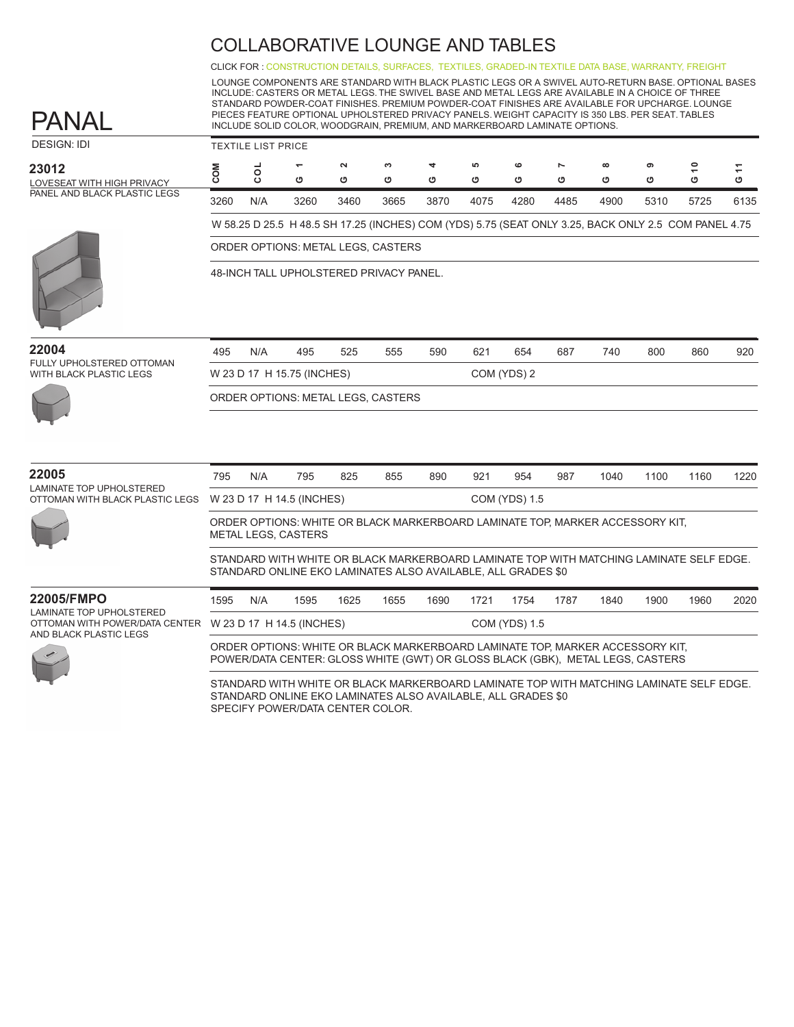# COLLABORATIVE LOUNGE AND TABLES

CLICK FOR : CONSTRUCTION DETAILS, SURFACES, TEXTILES, GRADED-IN TEXTILE DATA BASE, WARRANTY, FREIGHT

LOUNGE COMPONENTS ARE STANDARD WITH BLACK PLASTIC LEGS OR A SWIVEL AUTO-RETURN BASE. OPTIONAL BASES INCLUDE: CASTERS OR METAL LEGS. THE SWIVEL BASE AND METAL LEGS ARE AVAILABLE IN A CHOICE OF THREE STANDARD POWDER-COAT FINISHES. PREMIUM POWDER-COAT FINISHES ARE AVAILABLE FOR UPCHARGE. LOUNGE PIECES FEATURE OPTIONAL UPHOLSTERED PRIVACY PANELS. WEIGHT CAPACITY IS 350 LBS. PER SEAT. TABLES INCLUDE SOLID COLOR, WOODGRAIN, PREMIUM, AND MARKERBOARD LAMINATE OPTIONS.

## PANAL

DESIGN: IDI

TEXTILE LIST PRICE

| | COM | COL | G 1 | G 2 | G 3 | G 4 | G 5 | G 6 | G 7 | G 8 | G 9 | G 10 | G 11 |
|---|---|---|---|---|---|---|---|---|---|---|---|---|---|
| **23012** LOVESEAT WITH HIGH PRIVACY PANEL AND BLACK PLASTIC LEGS | 3260 | N/A | 3260 | 3460 | 3665 | 3870 | 4075 | 4280 | 4485 | 4900 | 5310 | 5725 | 6135 |
| **22004** FULLY UPHOLSTERED OTTOMAN WITH BLACK PLASTIC LEGS | 495 | N/A | 495 | 525 | 555 | 590 | 621 | 654 | 687 | 740 | 800 | 860 | 920 |
| **22005** LAMINATE TOP UPHOLSTERED OTTOMAN WITH BLACK PLASTIC LEGS | 795 | N/A | 795 | 825 | 855 | 890 | 921 | 954 | 987 | 1040 | 1100 | 1160 | 1220 |
| **22005/FMPO** LAMINATE TOP UPHOLSTERED OTTOMAN WITH POWER/DATA CENTER AND BLACK PLASTIC LEGS | 1595 | N/A | 1595 | 1625 | 1655 | 1690 | 1721 | 1754 | 1787 | 1840 | 1900 | 1960 | 2020 |

### 23012
LOVESEAT WITH HIGH PRIVACY PANEL AND BLACK PLASTIC LEGS

W 58.25 D 25.5 H 48.5 SH 17.25 (INCHES) COM (YDS) 5.75 (SEAT ONLY 3.25, BACK ONLY 2.5 COM PANEL 4.75

ORDER OPTIONS: METAL LEGS, CASTERS

48-INCH TALL UPHOLSTERED PRIVACY PANEL.

### 22004
FULLY UPHOLSTERED OTTOMAN WITH BLACK PLASTIC LEGS

W 23 D 17 H 15.75 (INCHES) COM (YDS) 2

ORDER OPTIONS: METAL LEGS, CASTERS

### 22005
LAMINATE TOP UPHOLSTERED OTTOMAN WITH BLACK PLASTIC LEGS

W 23 D 17 H 14.5 (INCHES) COM (YDS) 1.5

ORDER OPTIONS: WHITE OR BLACK MARKERBOARD LAMINATE TOP, MARKER ACCESSORY KIT, METAL LEGS, CASTERS

STANDARD WITH WHITE OR BLACK MARKERBOARD LAMINATE TOP WITH MATCHING LAMINATE SELF EDGE. STANDARD ONLINE EKO LAMINATES ALSO AVAILABLE, ALL GRADES $0

### 22005/FMPO
LAMINATE TOP UPHOLSTERED OTTOMAN WITH POWER/DATA CENTER AND BLACK PLASTIC LEGS

W 23 D 17 H 14.5 (INCHES) COM (YDS) 1.5

ORDER OPTIONS: WHITE OR BLACK MARKERBOARD LAMINATE TOP, MARKER ACCESSORY KIT, POWER/DATA CENTER: GLOSS WHITE (GWT) OR GLOSS BLACK (GBK), METAL LEGS, CASTERS

STANDARD WITH WHITE OR BLACK MARKERBOARD LAMINATE TOP WITH MATCHING LAMINATE SELF EDGE. STANDARD ONLINE EKO LAMINATES ALSO AVAILABLE, ALL GRADES $0
SPECIFY POWER/DATA CENTER COLOR.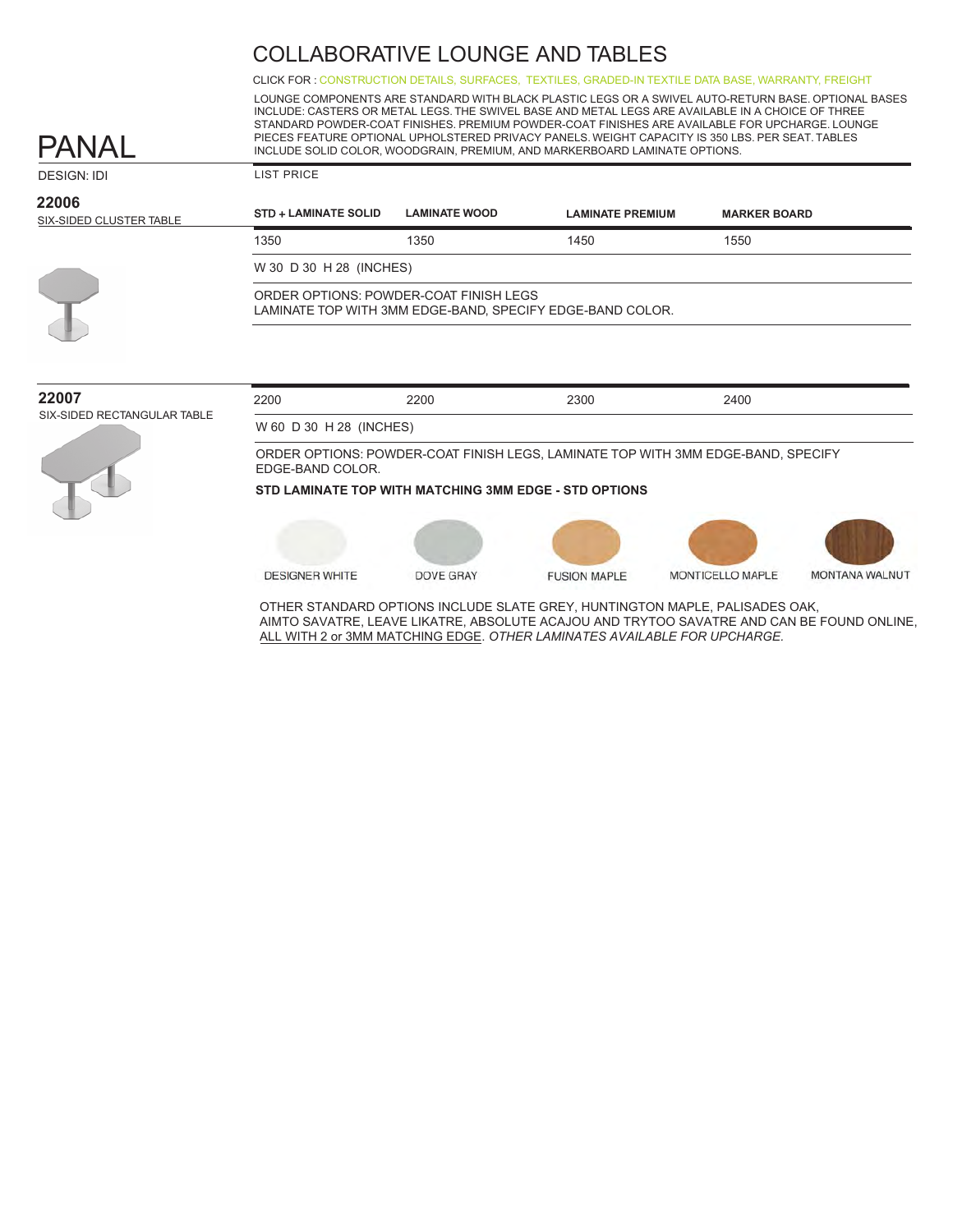# COLLABORATIVE LOUNGE AND TABLES

CLICK FOR : CONSTRUCTION DETAILS, SURFACES, TEXTILES, GRADED-IN TEXTILE DATA BASE, WARRANTY, FREIGHT

LOUNGE COMPONENTS ARE STANDARD WITH BLACK PLASTIC LEGS OR A SWIVEL AUTO-RETURN BASE. OPTIONAL BASES INCLUDE: CASTERS OR METAL LEGS. THE SWIVEL BASE AND METAL LEGS ARE AVAILABLE IN A CHOICE OF THREE STANDARD POWDER-COAT FINISHES. PREMIUM POWDER-COAT FINISHES ARE AVAILABLE FOR UPCHARGE. LOUNGE PIECES FEATURE OPTIONAL UPHOLSTERED PRIVACY PANELS. WEIGHT CAPACITY IS 350 LBS. PER SEAT. TABLES INCLUDE SOLID COLOR, WOODGRAIN, PREMIUM, AND MARKERBOARD LAMINATE OPTIONS.

# PANAL

DESIGN: IDI

LIST PRICE

## 22006

SIX-SIDED CLUSTER TABLE

| STD + LAMINATE SOLID | LAMINATE WOOD | LAMINATE PREMIUM | MARKER BOARD |
|---|---|---|---|
| 1350 | 1350 | 1450 | 1550 |

W 30 D 30 H 28 (INCHES)

ORDER OPTIONS: POWDER-COAT FINISH LEGS
LAMINATE TOP WITH 3MM EDGE-BAND, SPECIFY EDGE-BAND COLOR.

## 22007

SIX-SIDED RECTANGULAR TABLE

| STD + LAMINATE SOLID | LAMINATE WOOD | LAMINATE PREMIUM | MARKER BOARD |
|---|---|---|---|
| 2200 | 2200 | 2300 | 2400 |

W 60 D 30 H 28 (INCHES)

ORDER OPTIONS: POWDER-COAT FINISH LEGS, LAMINATE TOP WITH 3MM EDGE-BAND, SPECIFY EDGE-BAND COLOR.

**STD LAMINATE TOP WITH MATCHING 3MM EDGE - STD OPTIONS**

DESIGNER WHITE

DOVE GRAY

FUSION MAPLE

MONTICELLO MAPLE

MONTANA WALNUT

OTHER STANDARD OPTIONS INCLUDE SLATE GREY, HUNTINGTON MAPLE, PALISADES OAK, AIMTO SAVATRE, LEAVE LIKATRE, ABSOLUTE ACAJOU AND TRYTOO SAVATRE AND CAN BE FOUND ONLINE, ALL WITH 2 or 3MM MATCHING EDGE. *OTHER LAMINATES AVAILABLE FOR UPCHARGE.*